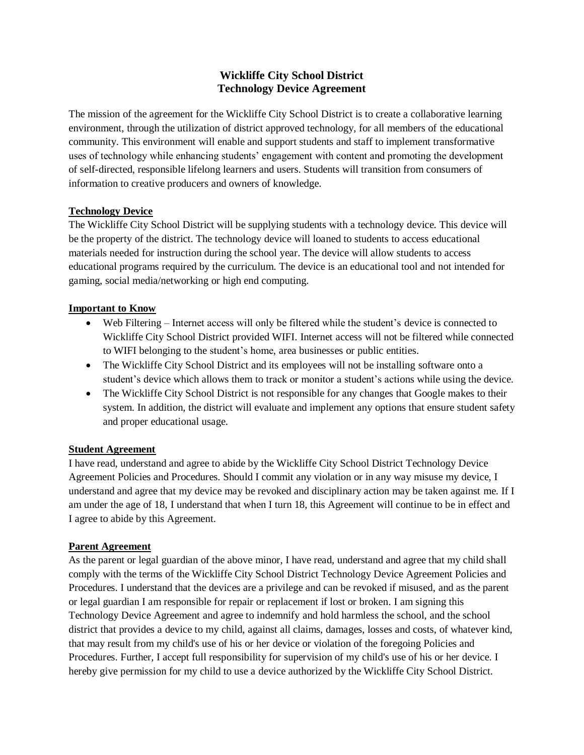# Wickliffe City School District
# Technology Device Agreement

The mission of the agreement for the Wickliffe City School District is to create a collaborative learning environment, through the utilization of district approved technology, for all members of the educational community. This environment will enable and support students and staff to implement transformative uses of technology while enhancing students' engagement with content and promoting the development of self-directed, responsible lifelong learners and users. Students will transition from consumers of information to creative producers and owners of knowledge.

## Technology Device

The Wickliffe City School District will be supplying students with a technology device. This device will be the property of the district. The technology device will loaned to students to access educational materials needed for instruction during the school year. The device will allow students to access educational programs required by the curriculum. The device is an educational tool and not intended for gaming, social media/networking or high end computing.

## Important to Know

- Web Filtering – Internet access will only be filtered while the student's device is connected to Wickliffe City School District provided WIFI. Internet access will not be filtered while connected to WIFI belonging to the student's home, area businesses or public entities.
- The Wickliffe City School District and its employees will not be installing software onto a student's device which allows them to track or monitor a student's actions while using the device.
- The Wickliffe City School District is not responsible for any changes that Google makes to their system. In addition, the district will evaluate and implement any options that ensure student safety and proper educational usage.

## Student Agreement

I have read, understand and agree to abide by the Wickliffe City School District Technology Device Agreement Policies and Procedures. Should I commit any violation or in any way misuse my device, I understand and agree that my device may be revoked and disciplinary action may be taken against me. If I am under the age of 18, I understand that when I turn 18, this Agreement will continue to be in effect and I agree to abide by this Agreement.

## Parent Agreement

As the parent or legal guardian of the above minor, I have read, understand and agree that my child shall comply with the terms of the Wickliffe City School District Technology Device Agreement Policies and Procedures. I understand that the devices are a privilege and can be revoked if misused, and as the parent or legal guardian I am responsible for repair or replacement if lost or broken. I am signing this Technology Device Agreement and agree to indemnify and hold harmless the school, and the school district that provides a device to my child, against all claims, damages, losses and costs, of whatever kind, that may result from my child's use of his or her device or violation of the foregoing Policies and Procedures. Further, I accept full responsibility for supervision of my child's use of his or her device. I hereby give permission for my child to use a device authorized by the Wickliffe City School District.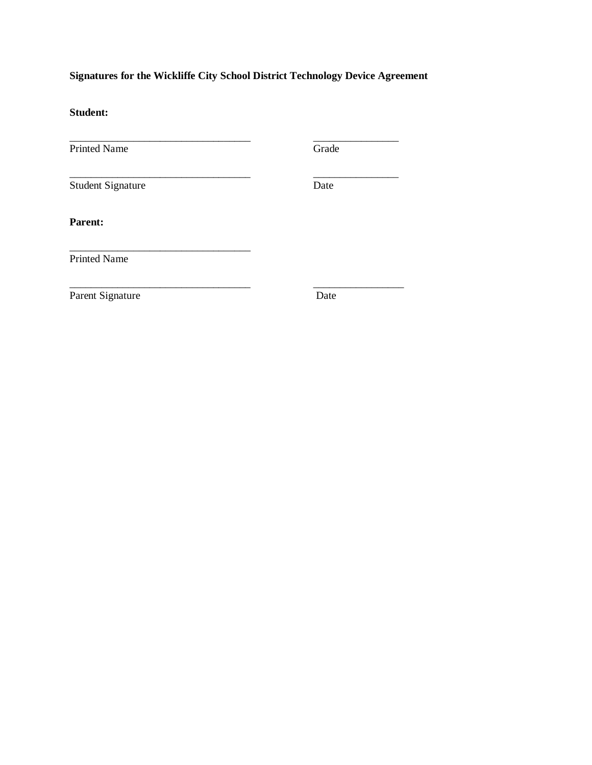**Signatures for the Wickliffe City School District Technology Device Agreement**

**Student:**

___________________________________ ________________
Printed Name Grade

___________________________________ ________________
Student Signature Date

**Parent:**

___________________________________
Printed Name

___________________________________ _________________
Parent Signature Date